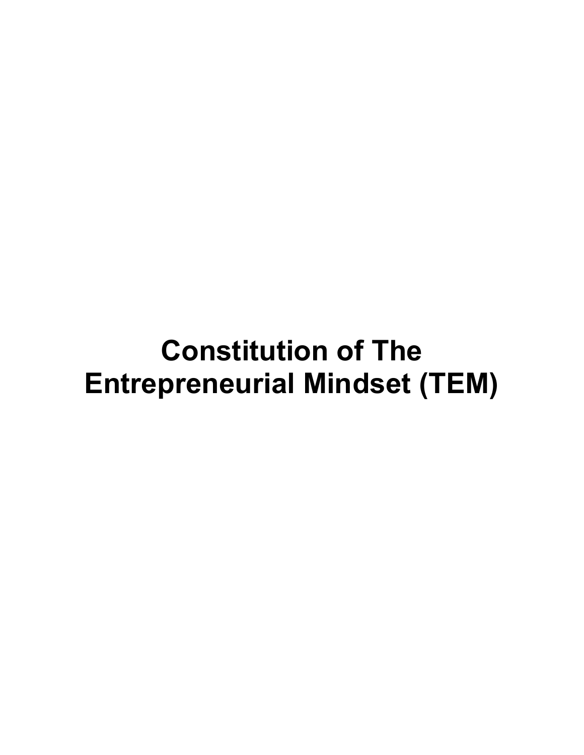# Constitution of The Entrepreneurial Mindset (TEM)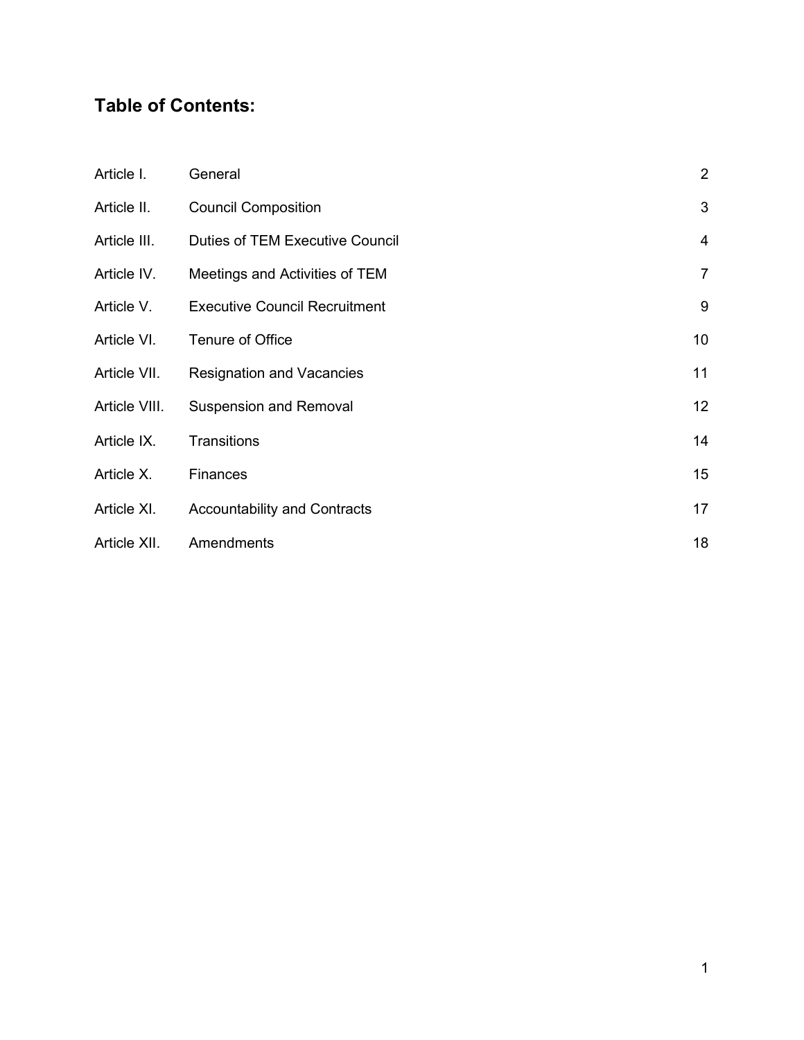## Table of Contents:

| | | |
|---|---|---|
| Article I. | General | 2 |
| Article II. | Council Composition | 3 |
| Article III. | Duties of TEM Executive Council | 4 |
| Article IV. | Meetings and Activities of TEM | 7 |
| Article V. | Executive Council Recruitment | 9 |
| Article VI. | Tenure of Office | 10 |
| Article VII. | Resignation and Vacancies | 11 |
| Article VIII. | Suspension and Removal | 12 |
| Article IX. | Transitions | 14 |
| Article X. | Finances | 15 |
| Article XI. | Accountability and Contracts | 17 |
| Article XII. | Amendments | 18 |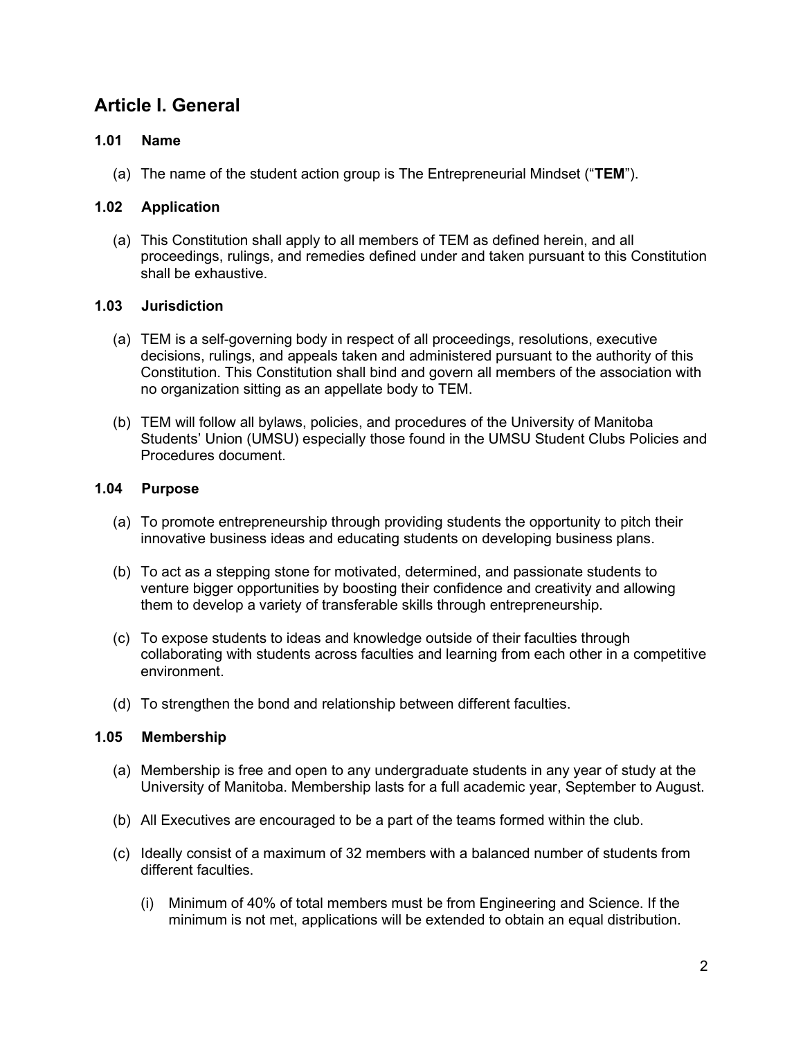## Article I. General

### 1.01 Name

(a) The name of the student action group is The Entrepreneurial Mindset ("**TEM**").

### 1.02 Application

(a) This Constitution shall apply to all members of TEM as defined herein, and all proceedings, rulings, and remedies defined under and taken pursuant to this Constitution shall be exhaustive.

### 1.03 Jurisdiction

(a) TEM is a self-governing body in respect of all proceedings, resolutions, executive decisions, rulings, and appeals taken and administered pursuant to the authority of this Constitution. This Constitution shall bind and govern all members of the association with no organization sitting as an appellate body to TEM.

(b) TEM will follow all bylaws, policies, and procedures of the University of Manitoba Students' Union (UMSU) especially those found in the UMSU Student Clubs Policies and Procedures document.

### 1.04 Purpose

(a) To promote entrepreneurship through providing students the opportunity to pitch their innovative business ideas and educating students on developing business plans.

(b) To act as a stepping stone for motivated, determined, and passionate students to venture bigger opportunities by boosting their confidence and creativity and allowing them to develop a variety of transferable skills through entrepreneurship.

(c) To expose students to ideas and knowledge outside of their faculties through collaborating with students across faculties and learning from each other in a competitive environment.

(d) To strengthen the bond and relationship between different faculties.

### 1.05 Membership

(a) Membership is free and open to any undergraduate students in any year of study at the University of Manitoba. Membership lasts for a full academic year, September to August.

(b) All Executives are encouraged to be a part of the teams formed within the club.

(c) Ideally consist of a maximum of 32 members with a balanced number of students from different faculties.

  (i) Minimum of 40% of total members must be from Engineering and Science. If the minimum is not met, applications will be extended to obtain an equal distribution.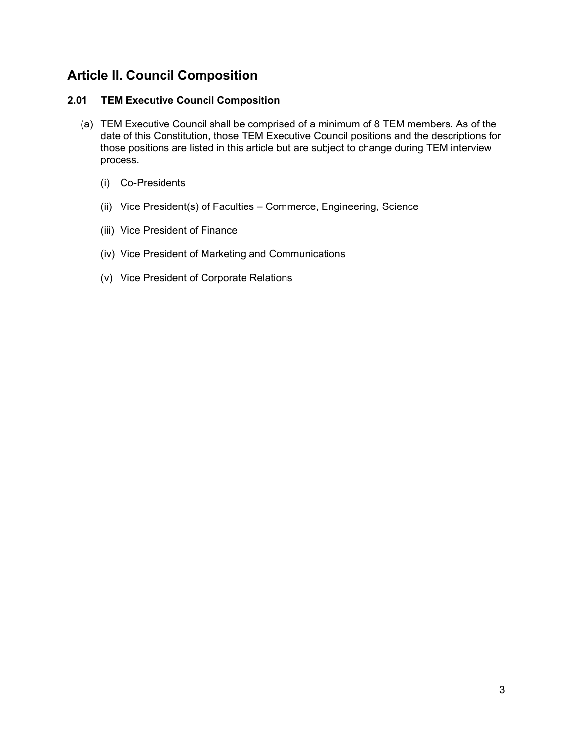## Article II. Council Composition

### 2.01 TEM Executive Council Composition

(a) TEM Executive Council shall be comprised of a minimum of 8 TEM members. As of the date of this Constitution, those TEM Executive Council positions and the descriptions for those positions are listed in this article but are subject to change during TEM interview process.

(i) Co-Presidents

(ii) Vice President(s) of Faculties – Commerce, Engineering, Science

(iii) Vice President of Finance

(iv) Vice President of Marketing and Communications

(v) Vice President of Corporate Relations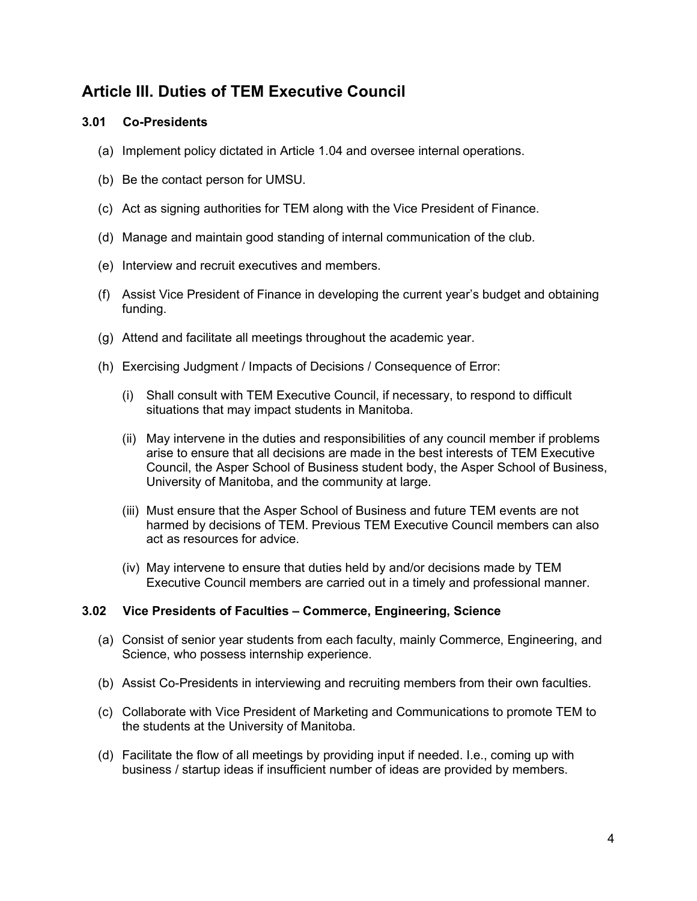## Article III. Duties of TEM Executive Council

### 3.01 Co-Presidents

(a) Implement policy dictated in Article 1.04 and oversee internal operations.

(b) Be the contact person for UMSU.

(c) Act as signing authorities for TEM along with the Vice President of Finance.

(d) Manage and maintain good standing of internal communication of the club.

(e) Interview and recruit executives and members.

(f) Assist Vice President of Finance in developing the current year's budget and obtaining funding.

(g) Attend and facilitate all meetings throughout the academic year.

(h) Exercising Judgment / Impacts of Decisions / Consequence of Error:

(i) Shall consult with TEM Executive Council, if necessary, to respond to difficult situations that may impact students in Manitoba.

(ii) May intervene in the duties and responsibilities of any council member if problems arise to ensure that all decisions are made in the best interests of TEM Executive Council, the Asper School of Business student body, the Asper School of Business, University of Manitoba, and the community at large.

(iii) Must ensure that the Asper School of Business and future TEM events are not harmed by decisions of TEM. Previous TEM Executive Council members can also act as resources for advice.

(iv) May intervene to ensure that duties held by and/or decisions made by TEM Executive Council members are carried out in a timely and professional manner.

### 3.02 Vice Presidents of Faculties – Commerce, Engineering, Science

(a) Consist of senior year students from each faculty, mainly Commerce, Engineering, and Science, who possess internship experience.

(b) Assist Co-Presidents in interviewing and recruiting members from their own faculties.

(c) Collaborate with Vice President of Marketing and Communications to promote TEM to the students at the University of Manitoba.

(d) Facilitate the flow of all meetings by providing input if needed. I.e., coming up with business / startup ideas if insufficient number of ideas are provided by members.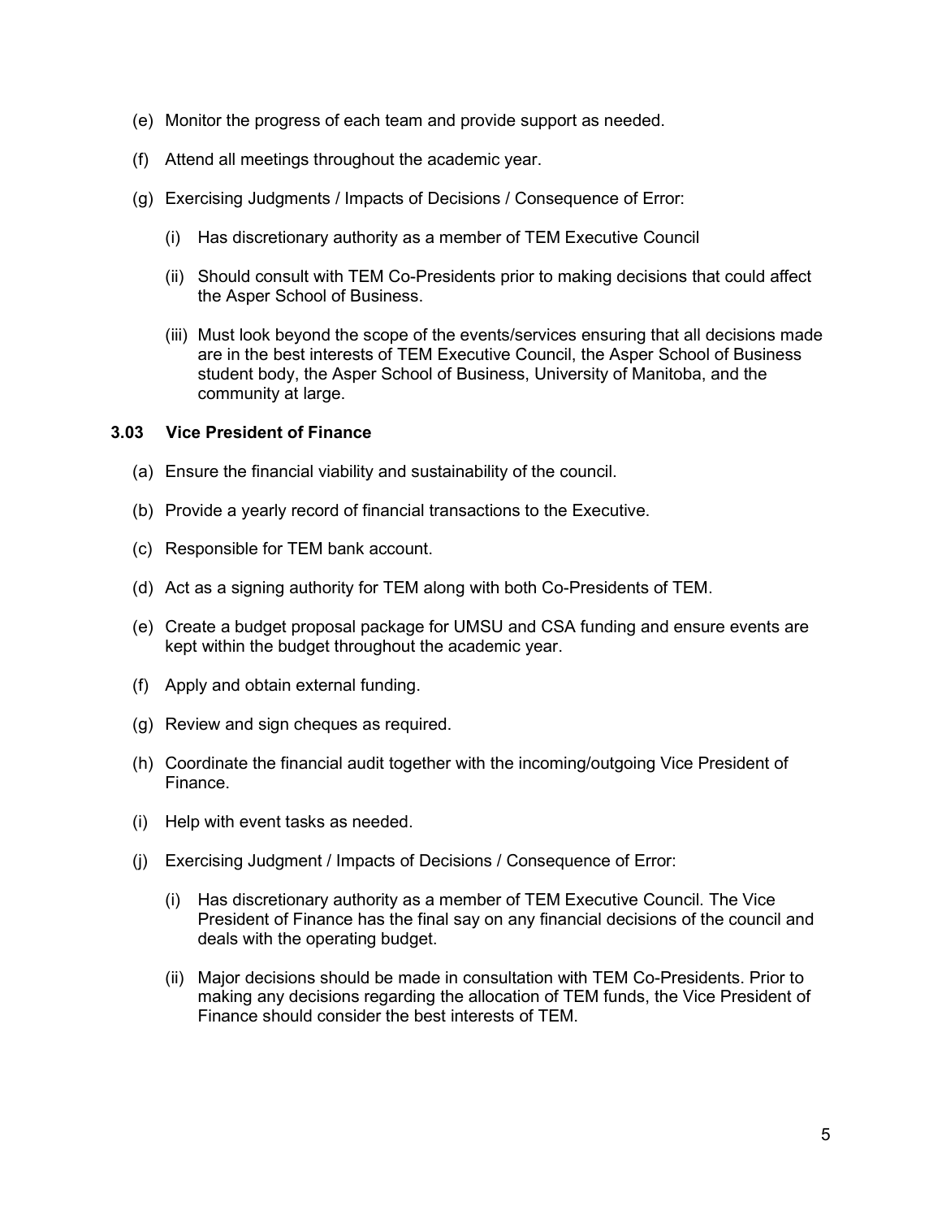(e) Monitor the progress of each team and provide support as needed.

(f) Attend all meetings throughout the academic year.

(g) Exercising Judgments / Impacts of Decisions / Consequence of Error:

  (i) Has discretionary authority as a member of TEM Executive Council

  (ii) Should consult with TEM Co-Presidents prior to making decisions that could affect the Asper School of Business.

  (iii) Must look beyond the scope of the events/services ensuring that all decisions made are in the best interests of TEM Executive Council, the Asper School of Business student body, the Asper School of Business, University of Manitoba, and the community at large.

### 3.03 Vice President of Finance

(a) Ensure the financial viability and sustainability of the council.

(b) Provide a yearly record of financial transactions to the Executive.

(c) Responsible for TEM bank account.

(d) Act as a signing authority for TEM along with both Co-Presidents of TEM.

(e) Create a budget proposal package for UMSU and CSA funding and ensure events are kept within the budget throughout the academic year.

(f) Apply and obtain external funding.

(g) Review and sign cheques as required.

(h) Coordinate the financial audit together with the incoming/outgoing Vice President of Finance.

(i) Help with event tasks as needed.

(j) Exercising Judgment / Impacts of Decisions / Consequence of Error:

  (i) Has discretionary authority as a member of TEM Executive Council. The Vice President of Finance has the final say on any financial decisions of the council and deals with the operating budget.

  (ii) Major decisions should be made in consultation with TEM Co-Presidents. Prior to making any decisions regarding the allocation of TEM funds, the Vice President of Finance should consider the best interests of TEM.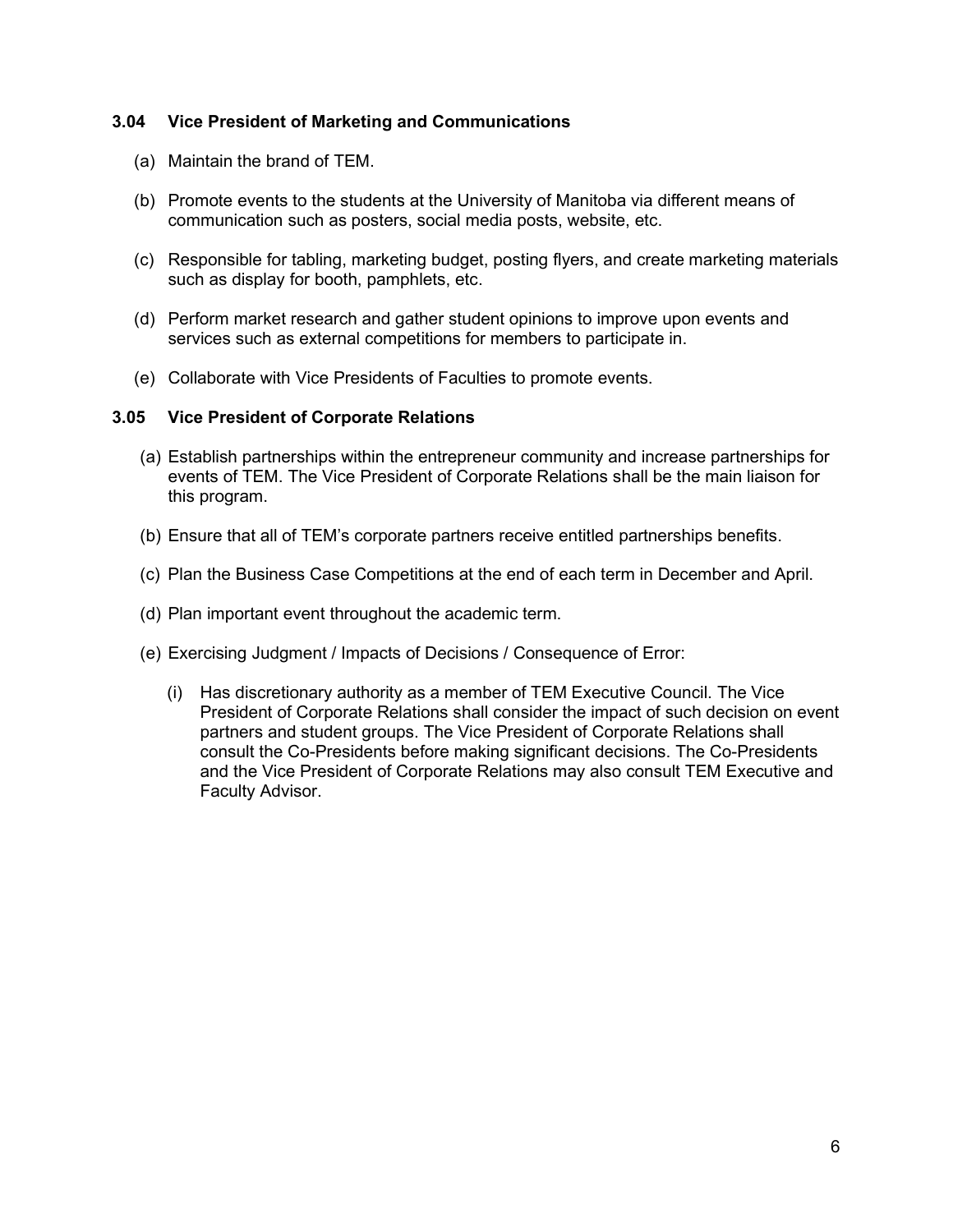### 3.04 Vice President of Marketing and Communications

(a) Maintain the brand of TEM.

(b) Promote events to the students at the University of Manitoba via different means of communication such as posters, social media posts, website, etc.

(c) Responsible for tabling, marketing budget, posting flyers, and create marketing materials such as display for booth, pamphlets, etc.

(d) Perform market research and gather student opinions to improve upon events and services such as external competitions for members to participate in.

(e) Collaborate with Vice Presidents of Faculties to promote events.

### 3.05 Vice President of Corporate Relations

(a) Establish partnerships within the entrepreneur community and increase partnerships for events of TEM. The Vice President of Corporate Relations shall be the main liaison for this program.

(b) Ensure that all of TEM's corporate partners receive entitled partnerships benefits.

(c) Plan the Business Case Competitions at the end of each term in December and April.

(d) Plan important event throughout the academic term.

(e) Exercising Judgment / Impacts of Decisions / Consequence of Error:

  (i) Has discretionary authority as a member of TEM Executive Council. The Vice President of Corporate Relations shall consider the impact of such decision on event partners and student groups. The Vice President of Corporate Relations shall consult the Co-Presidents before making significant decisions. The Co-Presidents and the Vice President of Corporate Relations may also consult TEM Executive and Faculty Advisor.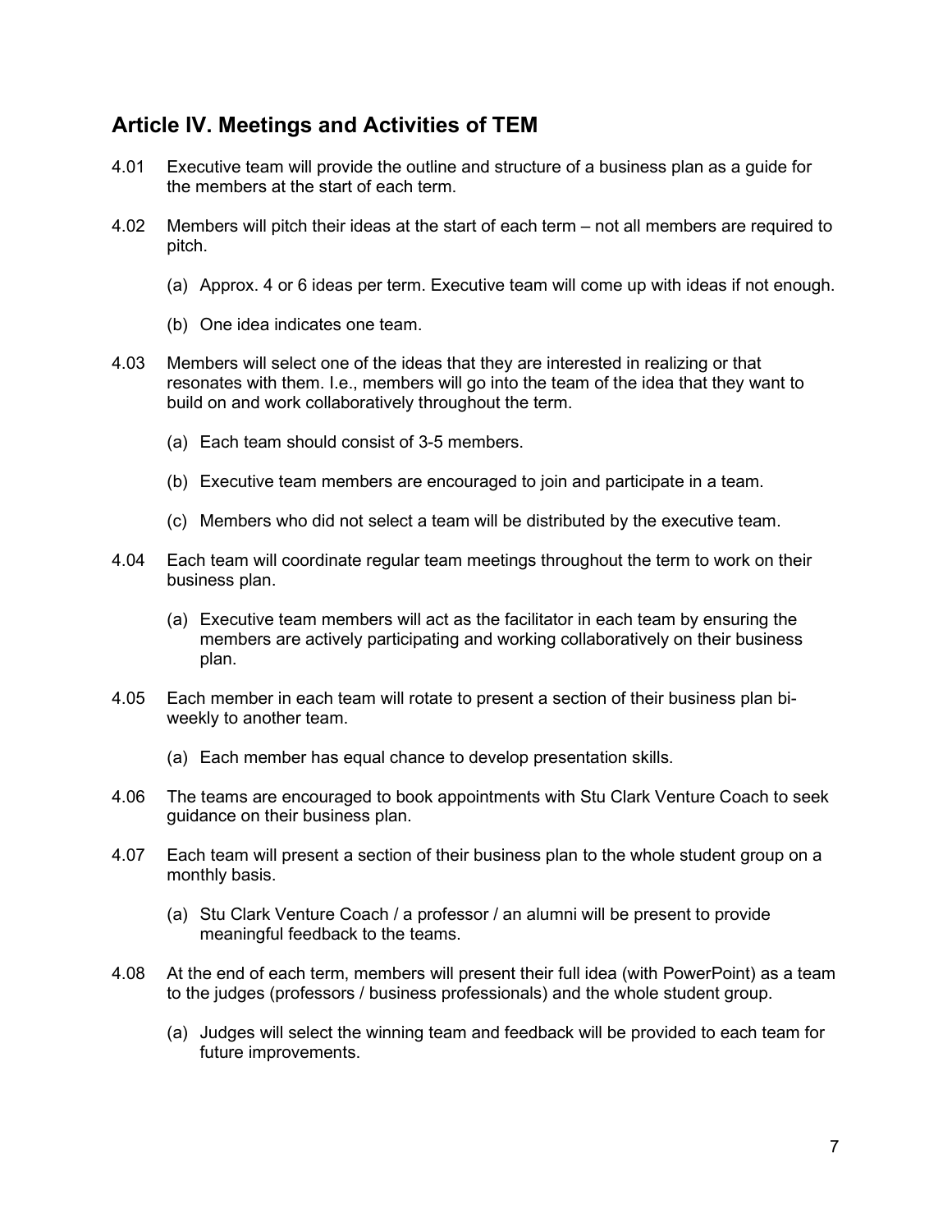## Article IV. Meetings and Activities of TEM

4.01 Executive team will provide the outline and structure of a business plan as a guide for the members at the start of each term.

4.02 Members will pitch their ideas at the start of each term – not all members are required to pitch.

- (a) Approx. 4 or 6 ideas per term. Executive team will come up with ideas if not enough.
- (b) One idea indicates one team.

4.03 Members will select one of the ideas that they are interested in realizing or that resonates with them. I.e., members will go into the team of the idea that they want to build on and work collaboratively throughout the term.

- (a) Each team should consist of 3-5 members.
- (b) Executive team members are encouraged to join and participate in a team.
- (c) Members who did not select a team will be distributed by the executive team.

4.04 Each team will coordinate regular team meetings throughout the term to work on their business plan.

- (a) Executive team members will act as the facilitator in each team by ensuring the members are actively participating and working collaboratively on their business plan.

4.05 Each member in each team will rotate to present a section of their business plan bi-weekly to another team.

- (a) Each member has equal chance to develop presentation skills.

4.06 The teams are encouraged to book appointments with Stu Clark Venture Coach to seek guidance on their business plan.

4.07 Each team will present a section of their business plan to the whole student group on a monthly basis.

- (a) Stu Clark Venture Coach / a professor / an alumni will be present to provide meaningful feedback to the teams.

4.08 At the end of each term, members will present their full idea (with PowerPoint) as a team to the judges (professors / business professionals) and the whole student group.

- (a) Judges will select the winning team and feedback will be provided to each team for future improvements.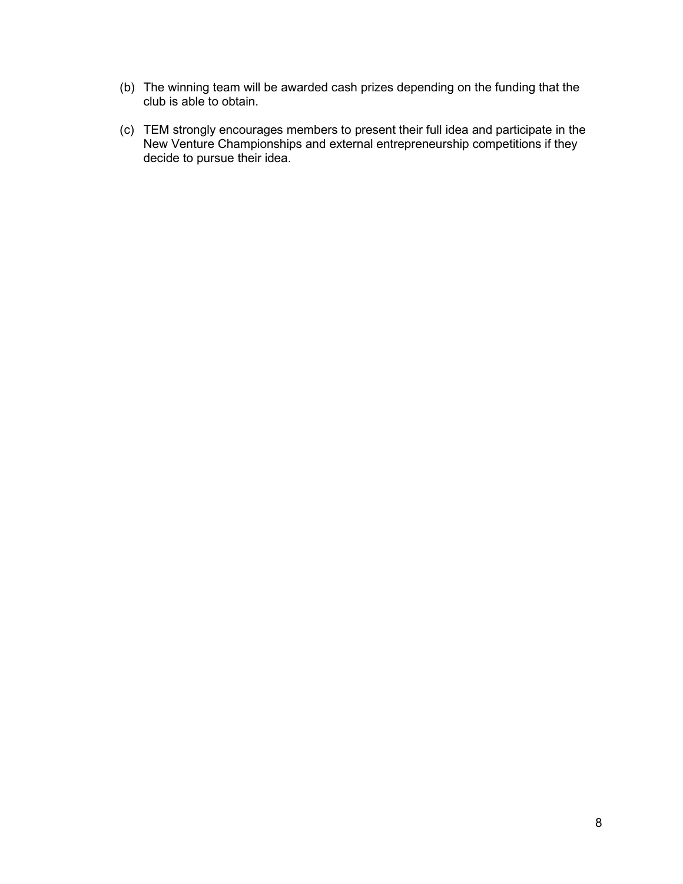(b) The winning team will be awarded cash prizes depending on the funding that the club is able to obtain.

(c) TEM strongly encourages members to present their full idea and participate in the New Venture Championships and external entrepreneurship competitions if they decide to pursue their idea.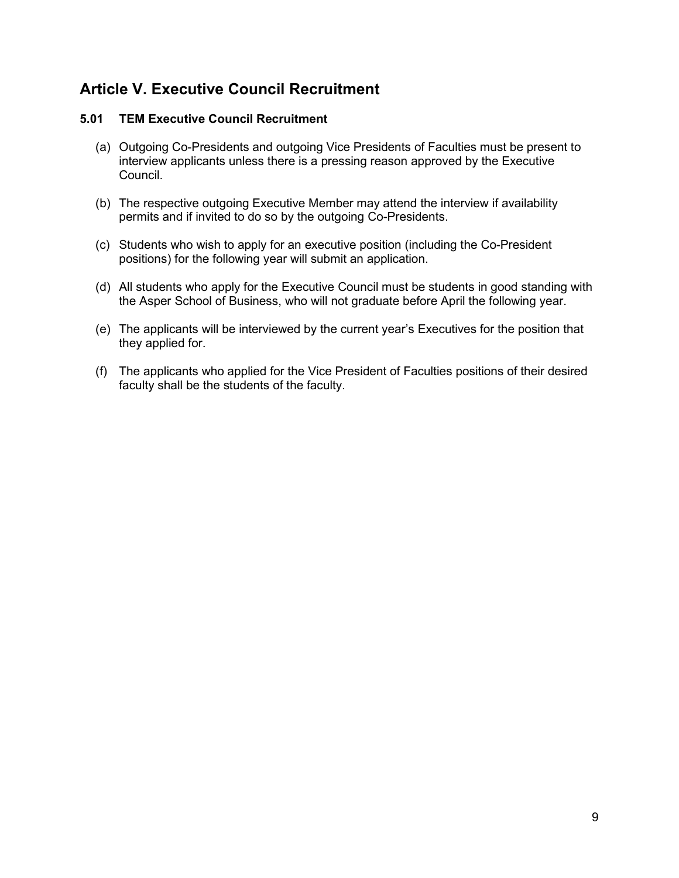## Article V. Executive Council Recruitment

### 5.01 TEM Executive Council Recruitment

(a) Outgoing Co-Presidents and outgoing Vice Presidents of Faculties must be present to interview applicants unless there is a pressing reason approved by the Executive Council.

(b) The respective outgoing Executive Member may attend the interview if availability permits and if invited to do so by the outgoing Co-Presidents.

(c) Students who wish to apply for an executive position (including the Co-President positions) for the following year will submit an application.

(d) All students who apply for the Executive Council must be students in good standing with the Asper School of Business, who will not graduate before April the following year.

(e) The applicants will be interviewed by the current year's Executives for the position that they applied for.

(f) The applicants who applied for the Vice President of Faculties positions of their desired faculty shall be the students of the faculty.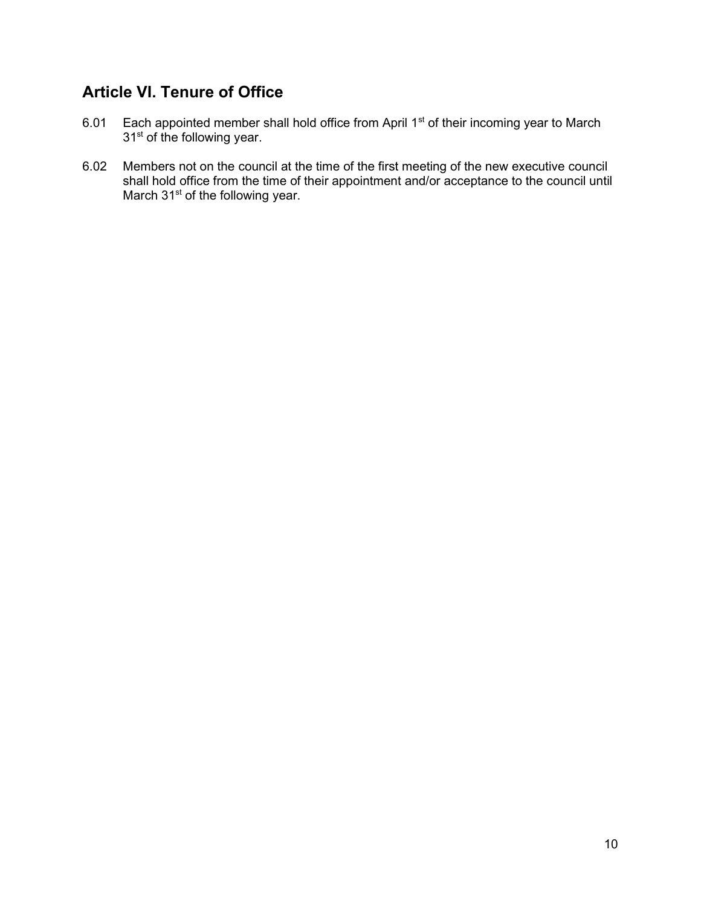## Article VI. Tenure of Office

6.01 Each appointed member shall hold office from April 1st of their incoming year to March 31st of the following year.

6.02 Members not on the council at the time of the first meeting of the new executive council shall hold office from the time of their appointment and/or acceptance to the council until March 31st of the following year.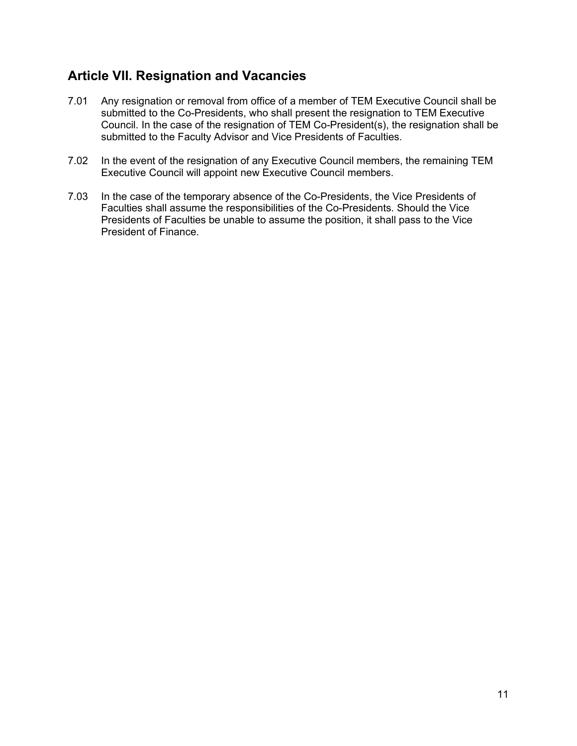## Article VII. Resignation and Vacancies

7.01 Any resignation or removal from office of a member of TEM Executive Council shall be submitted to the Co-Presidents, who shall present the resignation to TEM Executive Council. In the case of the resignation of TEM Co-President(s), the resignation shall be submitted to the Faculty Advisor and Vice Presidents of Faculties.

7.02 In the event of the resignation of any Executive Council members, the remaining TEM Executive Council will appoint new Executive Council members.

7.03 In the case of the temporary absence of the Co-Presidents, the Vice Presidents of Faculties shall assume the responsibilities of the Co-Presidents. Should the Vice Presidents of Faculties be unable to assume the position, it shall pass to the Vice President of Finance.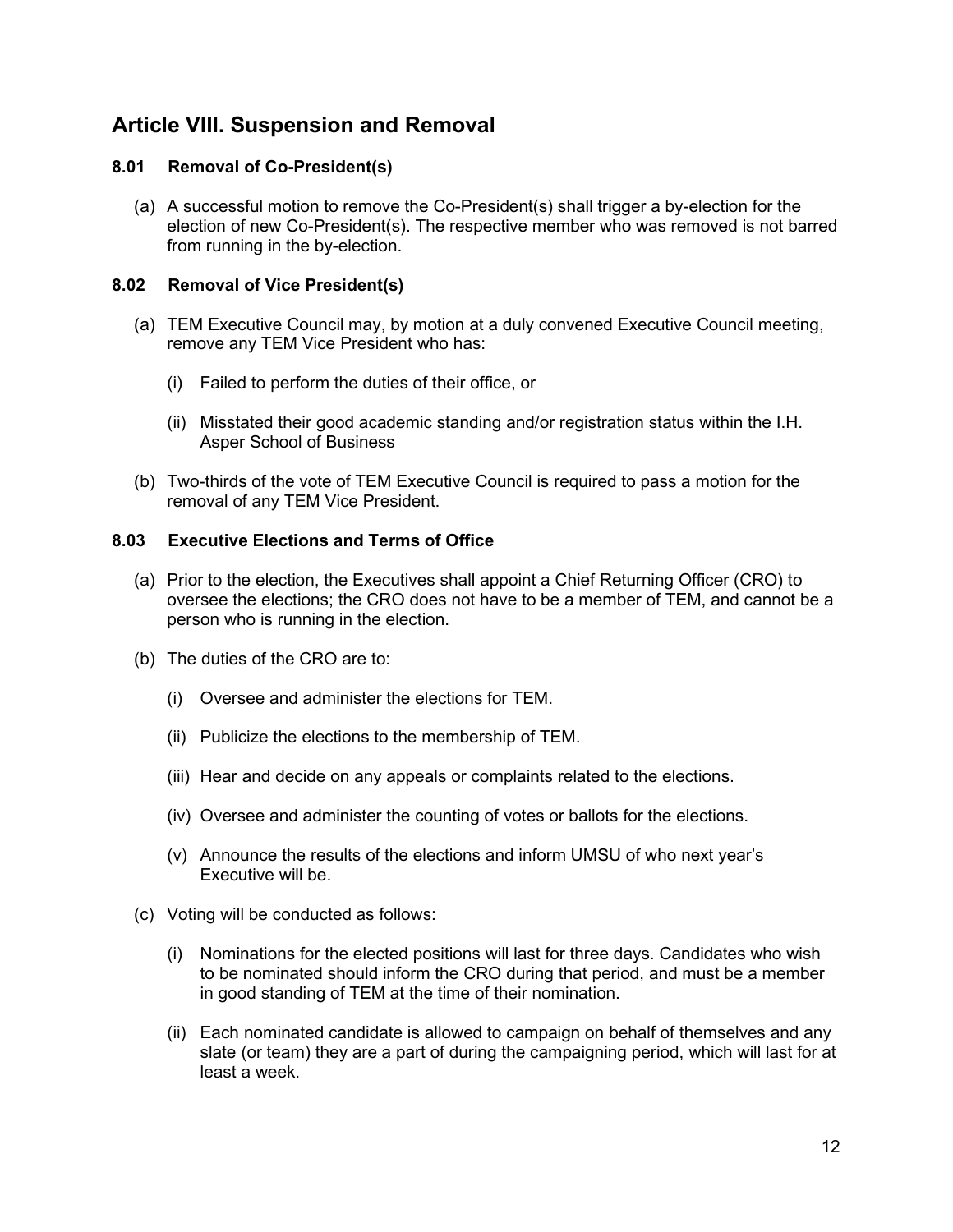## Article VIII. Suspension and Removal

### 8.01 Removal of Co-President(s)

(a) A successful motion to remove the Co-President(s) shall trigger a by-election for the election of new Co-President(s). The respective member who was removed is not barred from running in the by-election.

### 8.02 Removal of Vice President(s)

(a) TEM Executive Council may, by motion at a duly convened Executive Council meeting, remove any TEM Vice President who has:

(i) Failed to perform the duties of their office, or

(ii) Misstated their good academic standing and/or registration status within the I.H. Asper School of Business

(b) Two-thirds of the vote of TEM Executive Council is required to pass a motion for the removal of any TEM Vice President.

### 8.03 Executive Elections and Terms of Office

(a) Prior to the election, the Executives shall appoint a Chief Returning Officer (CRO) to oversee the elections; the CRO does not have to be a member of TEM, and cannot be a person who is running in the election.

(b) The duties of the CRO are to:

(i) Oversee and administer the elections for TEM.

(ii) Publicize the elections to the membership of TEM.

(iii) Hear and decide on any appeals or complaints related to the elections.

(iv) Oversee and administer the counting of votes or ballots for the elections.

(v) Announce the results of the elections and inform UMSU of who next year's Executive will be.

(c) Voting will be conducted as follows:

(i) Nominations for the elected positions will last for three days. Candidates who wish to be nominated should inform the CRO during that period, and must be a member in good standing of TEM at the time of their nomination.

(ii) Each nominated candidate is allowed to campaign on behalf of themselves and any slate (or team) they are a part of during the campaigning period, which will last for at least a week.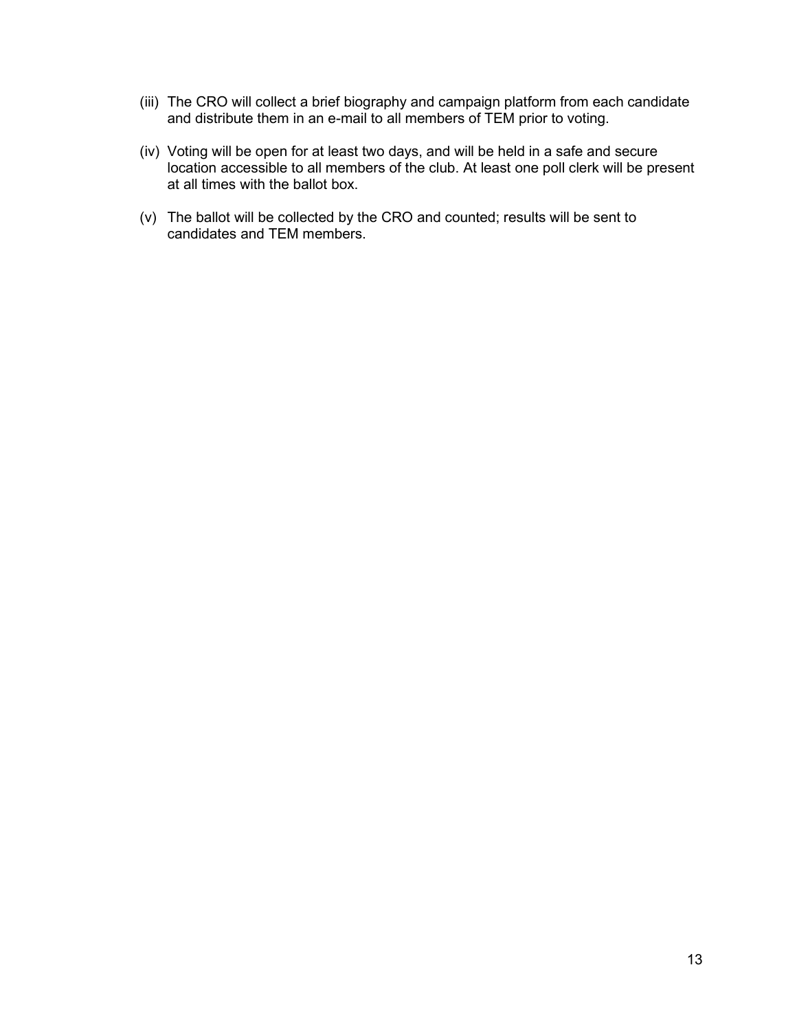(iii) The CRO will collect a brief biography and campaign platform from each candidate and distribute them in an e-mail to all members of TEM prior to voting.

(iv) Voting will be open for at least two days, and will be held in a safe and secure location accessible to all members of the club. At least one poll clerk will be present at all times with the ballot box.

(v) The ballot will be collected by the CRO and counted; results will be sent to candidates and TEM members.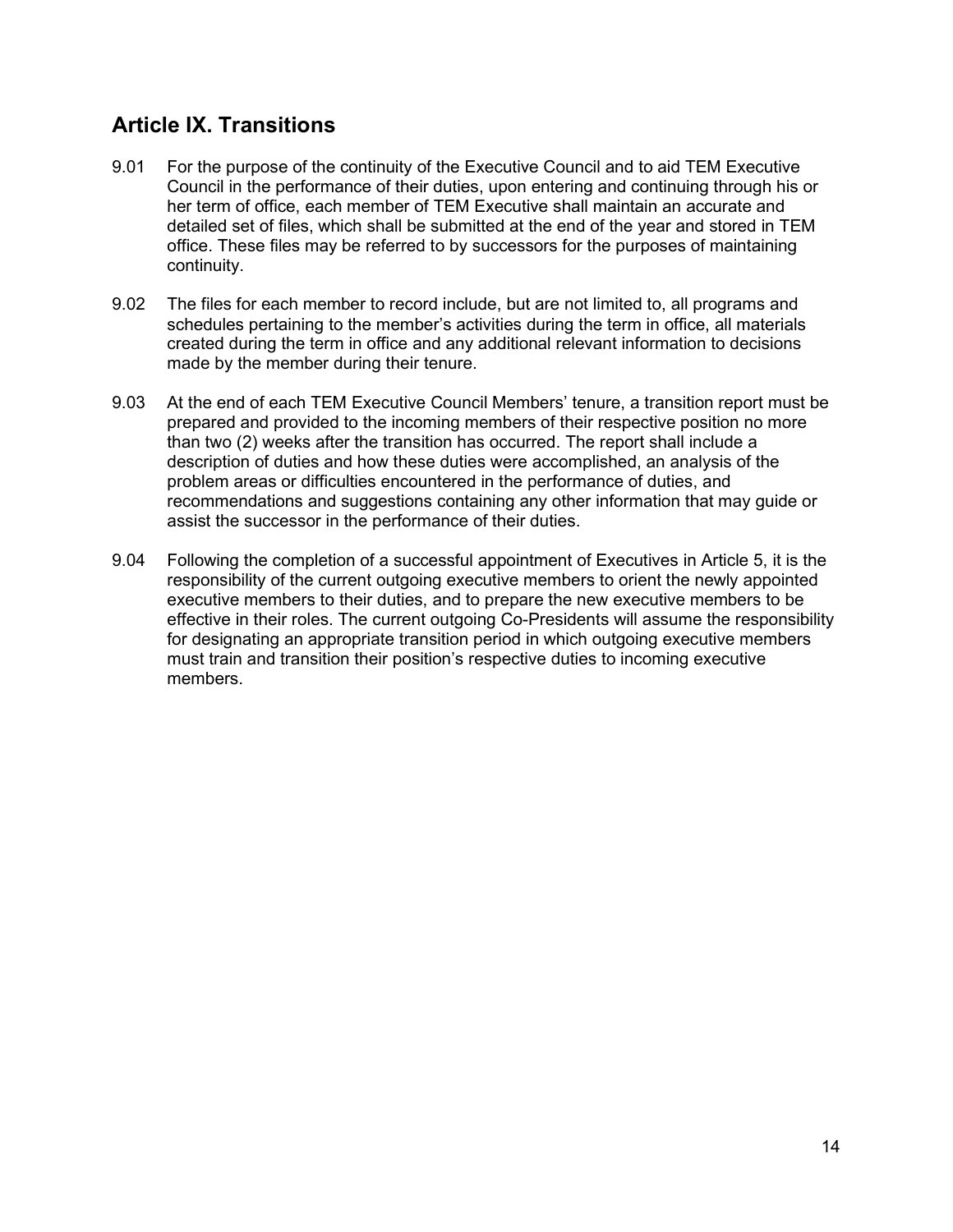## Article IX. Transitions

9.01 For the purpose of the continuity of the Executive Council and to aid TEM Executive Council in the performance of their duties, upon entering and continuing through his or her term of office, each member of TEM Executive shall maintain an accurate and detailed set of files, which shall be submitted at the end of the year and stored in TEM office. These files may be referred to by successors for the purposes of maintaining continuity.

9.02 The files for each member to record include, but are not limited to, all programs and schedules pertaining to the member's activities during the term in office, all materials created during the term in office and any additional relevant information to decisions made by the member during their tenure.

9.03 At the end of each TEM Executive Council Members' tenure, a transition report must be prepared and provided to the incoming members of their respective position no more than two (2) weeks after the transition has occurred. The report shall include a description of duties and how these duties were accomplished, an analysis of the problem areas or difficulties encountered in the performance of duties, and recommendations and suggestions containing any other information that may guide or assist the successor in the performance of their duties.

9.04 Following the completion of a successful appointment of Executives in Article 5, it is the responsibility of the current outgoing executive members to orient the newly appointed executive members to their duties, and to prepare the new executive members to be effective in their roles. The current outgoing Co-Presidents will assume the responsibility for designating an appropriate transition period in which outgoing executive members must train and transition their position's respective duties to incoming executive members.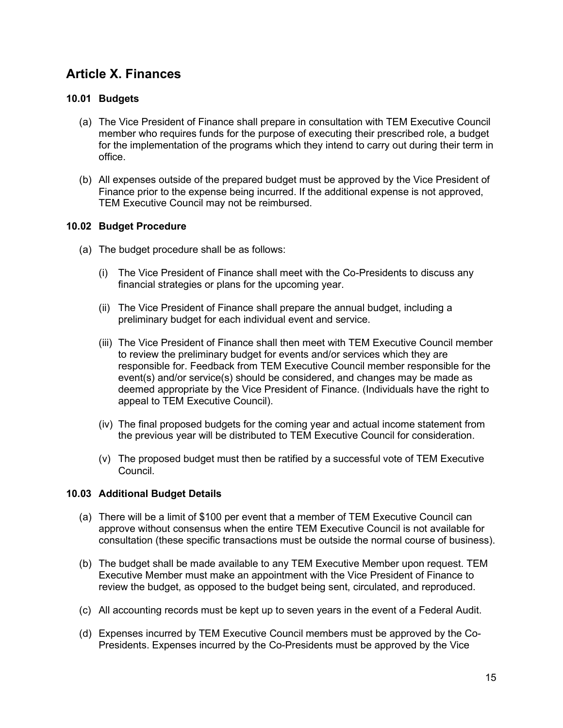## Article X. Finances

### 10.01 Budgets

(a) The Vice President of Finance shall prepare in consultation with TEM Executive Council member who requires funds for the purpose of executing their prescribed role, a budget for the implementation of the programs which they intend to carry out during their term in office.

(b) All expenses outside of the prepared budget must be approved by the Vice President of Finance prior to the expense being incurred. If the additional expense is not approved, TEM Executive Council may not be reimbursed.

### 10.02 Budget Procedure

(a) The budget procedure shall be as follows:

(i) The Vice President of Finance shall meet with the Co-Presidents to discuss any financial strategies or plans for the upcoming year.

(ii) The Vice President of Finance shall prepare the annual budget, including a preliminary budget for each individual event and service.

(iii) The Vice President of Finance shall then meet with TEM Executive Council member to review the preliminary budget for events and/or services which they are responsible for. Feedback from TEM Executive Council member responsible for the event(s) and/or service(s) should be considered, and changes may be made as deemed appropriate by the Vice President of Finance. (Individuals have the right to appeal to TEM Executive Council).

(iv) The final proposed budgets for the coming year and actual income statement from the previous year will be distributed to TEM Executive Council for consideration.

(v) The proposed budget must then be ratified by a successful vote of TEM Executive Council.

### 10.03 Additional Budget Details

(a) There will be a limit of $100 per event that a member of TEM Executive Council can approve without consensus when the entire TEM Executive Council is not available for consultation (these specific transactions must be outside the normal course of business).

(b) The budget shall be made available to any TEM Executive Member upon request. TEM Executive Member must make an appointment with the Vice President of Finance to review the budget, as opposed to the budget being sent, circulated, and reproduced.

(c) All accounting records must be kept up to seven years in the event of a Federal Audit.

(d) Expenses incurred by TEM Executive Council members must be approved by the Co-Presidents. Expenses incurred by the Co-Presidents must be approved by the Vice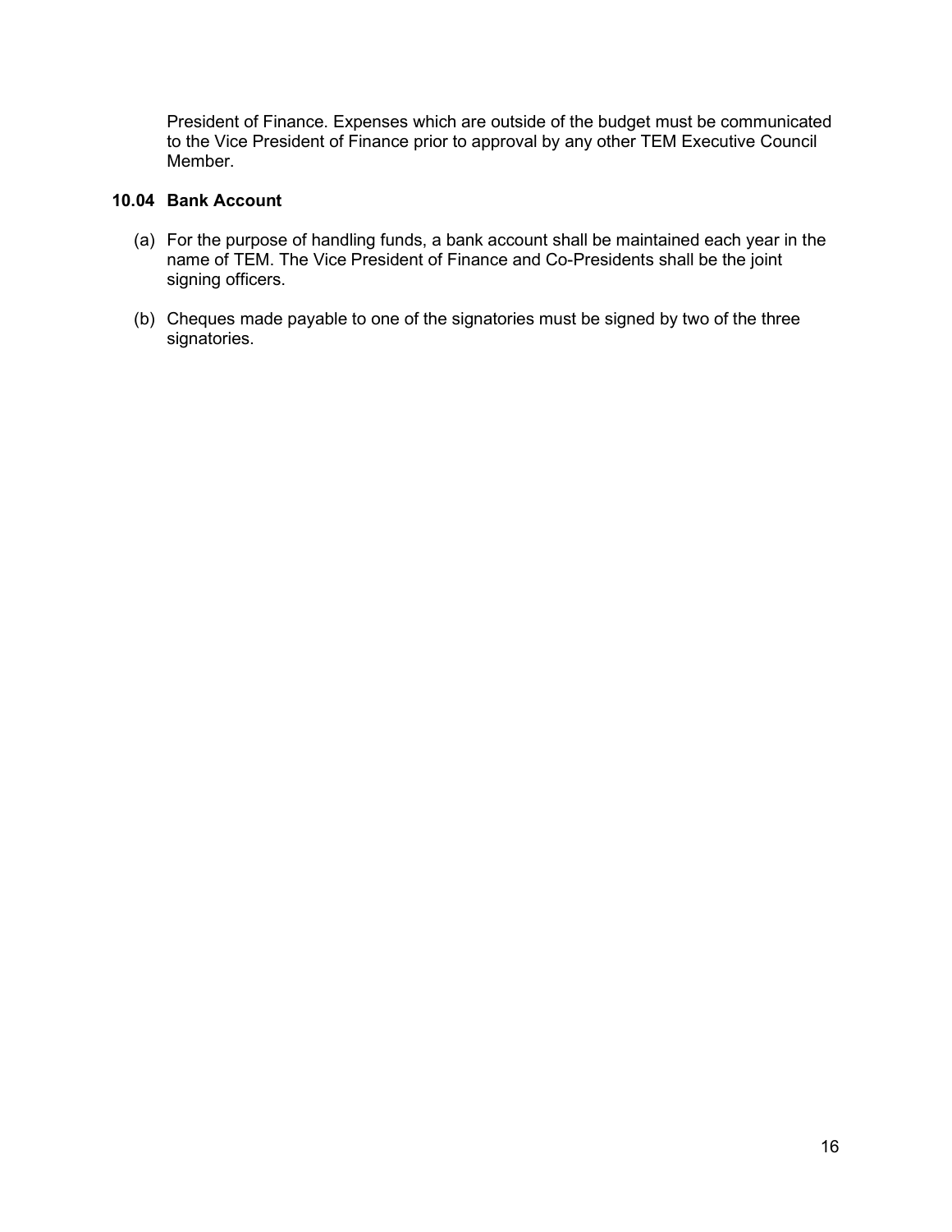President of Finance. Expenses which are outside of the budget must be communicated to the Vice President of Finance prior to approval by any other TEM Executive Council Member.

### 10.04 Bank Account

(a) For the purpose of handling funds, a bank account shall be maintained each year in the name of TEM. The Vice President of Finance and Co-Presidents shall be the joint signing officers.

(b) Cheques made payable to one of the signatories must be signed by two of the three signatories.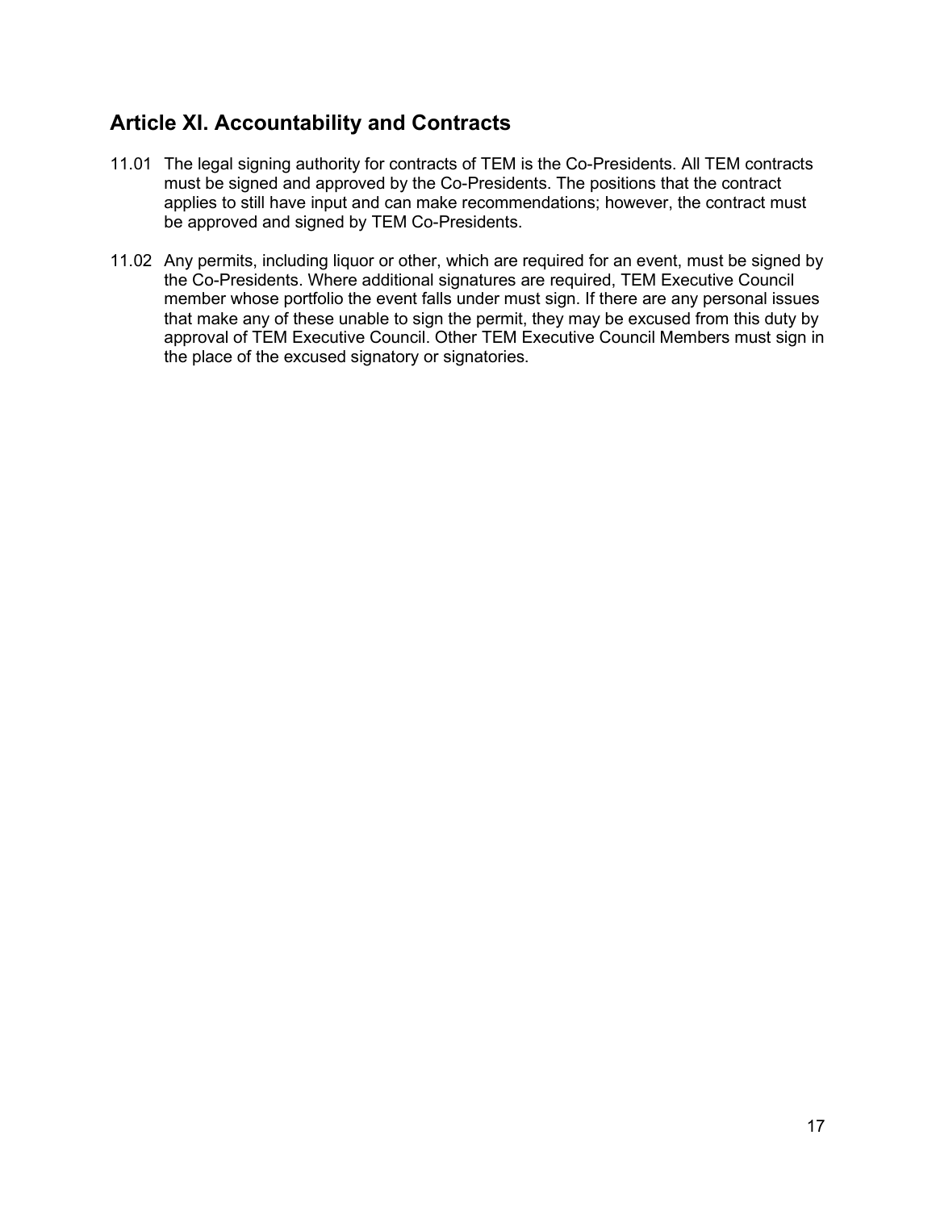## Article XI. Accountability and Contracts

11.01 The legal signing authority for contracts of TEM is the Co-Presidents. All TEM contracts must be signed and approved by the Co-Presidents. The positions that the contract applies to still have input and can make recommendations; however, the contract must be approved and signed by TEM Co-Presidents.

11.02 Any permits, including liquor or other, which are required for an event, must be signed by the Co-Presidents. Where additional signatures are required, TEM Executive Council member whose portfolio the event falls under must sign. If there are any personal issues that make any of these unable to sign the permit, they may be excused from this duty by approval of TEM Executive Council. Other TEM Executive Council Members must sign in the place of the excused signatory or signatories.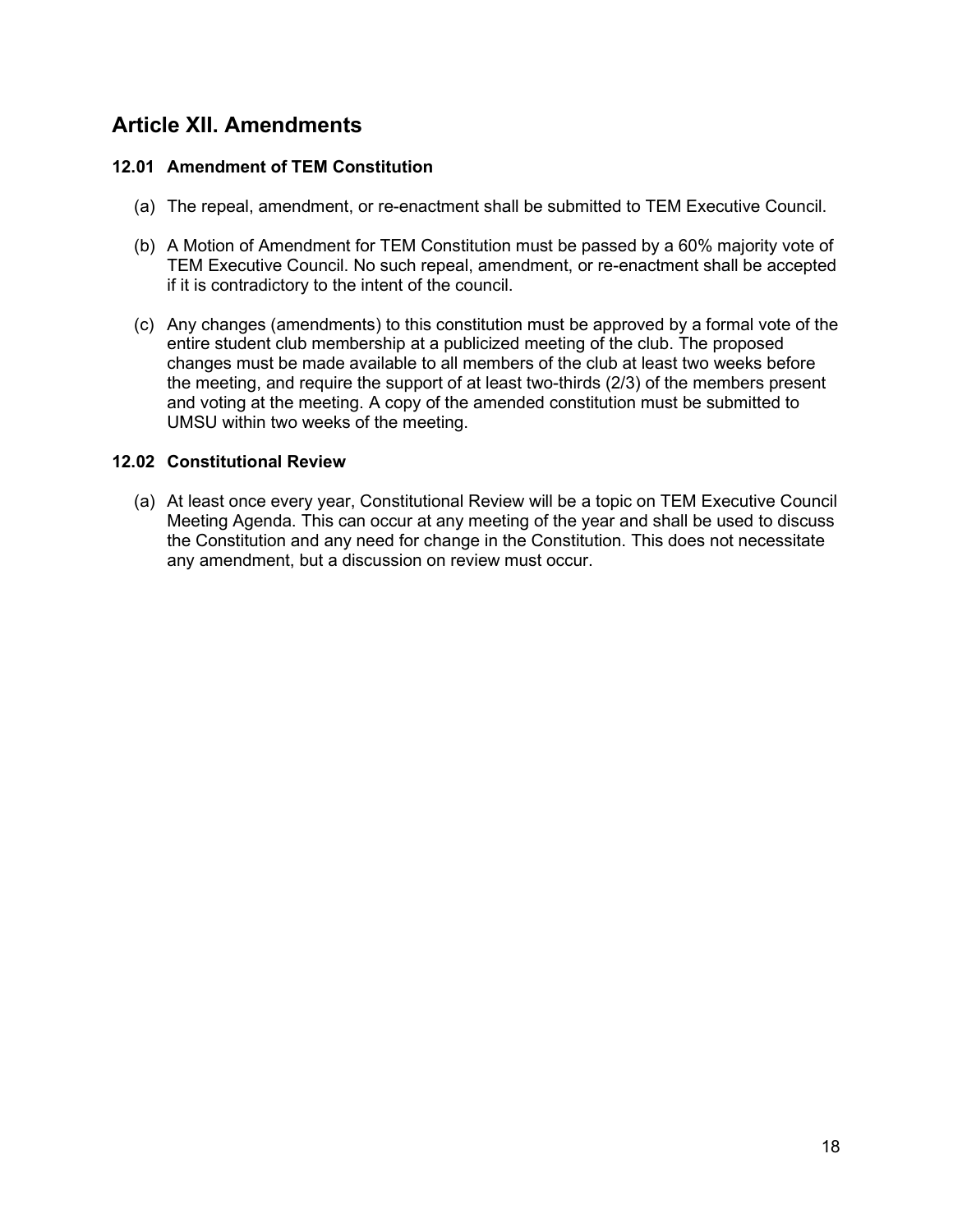## Article XII. Amendments

### 12.01 Amendment of TEM Constitution

(a) The repeal, amendment, or re-enactment shall be submitted to TEM Executive Council.

(b) A Motion of Amendment for TEM Constitution must be passed by a 60% majority vote of TEM Executive Council. No such repeal, amendment, or re-enactment shall be accepted if it is contradictory to the intent of the council.

(c) Any changes (amendments) to this constitution must be approved by a formal vote of the entire student club membership at a publicized meeting of the club. The proposed changes must be made available to all members of the club at least two weeks before the meeting, and require the support of at least two-thirds (2/3) of the members present and voting at the meeting. A copy of the amended constitution must be submitted to UMSU within two weeks of the meeting.

### 12.02 Constitutional Review

(a) At least once every year, Constitutional Review will be a topic on TEM Executive Council Meeting Agenda. This can occur at any meeting of the year and shall be used to discuss the Constitution and any need for change in the Constitution. This does not necessitate any amendment, but a discussion on review must occur.